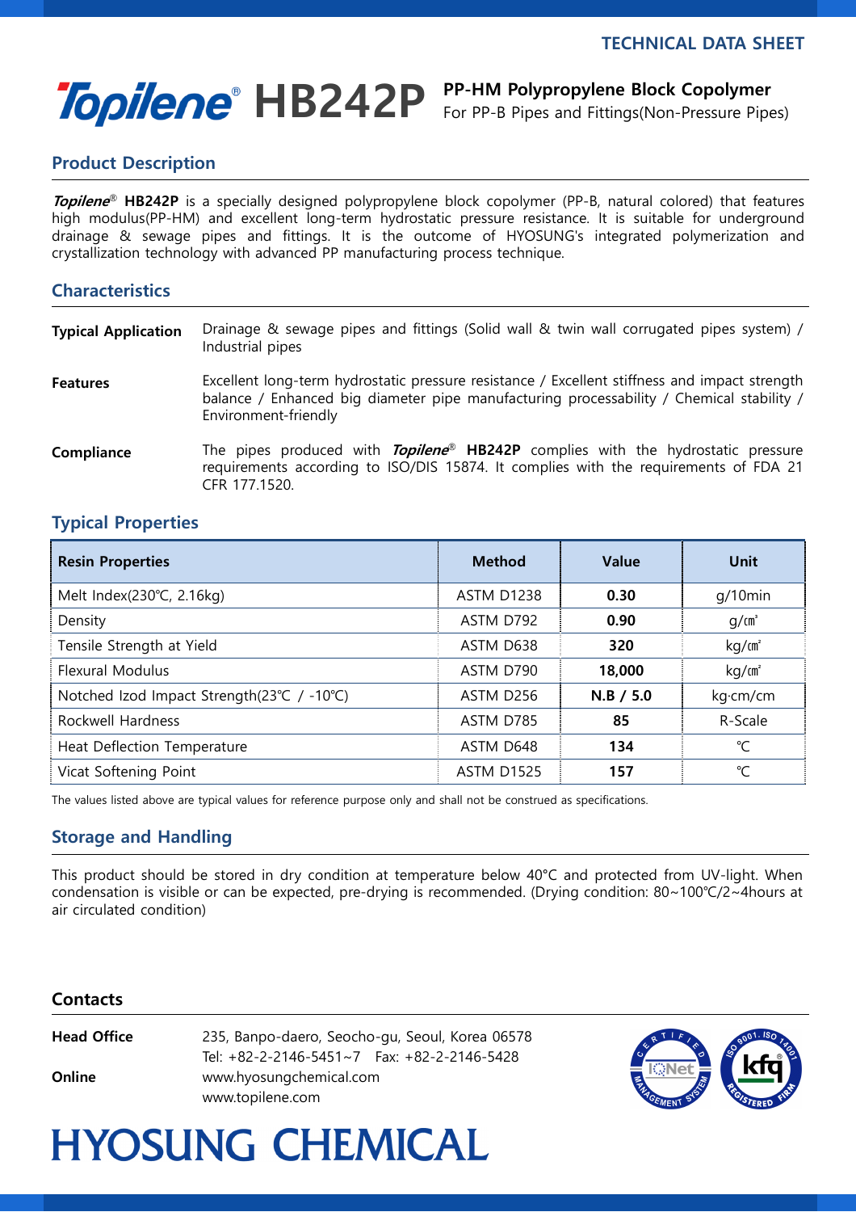TECHNICAL DATA SHEET

# *Topilene*® HB242P

**PP-HM Polypropylene Block Copolymer**
For PP-B Pipes and Fittings(Non-Pressure Pipes)

## Product Description

***Topilene***® **HB242P** is a specially designed polypropylene block copolymer (PP-B, natural colored) that features high modulus(PP-HM) and excellent long-term hydrostatic pressure resistance. It is suitable for underground drainage & sewage pipes and fittings. It is the outcome of HYOSUNG's integrated polymerization and crystallization technology with advanced PP manufacturing process technique.

## Characteristics

**Typical Application** Drainage & sewage pipes and fittings (Solid wall & twin wall corrugated pipes system) / Industrial pipes

**Features** Excellent long-term hydrostatic pressure resistance / Excellent stiffness and impact strength balance / Enhanced big diameter pipe manufacturing processability / Chemical stability / Environment-friendly

**Compliance** The pipes produced with ***Topilene***® **HB242P** complies with the hydrostatic pressure requirements according to ISO/DIS 15874. It complies with the requirements of FDA 21 CFR 177.1520.

## Typical Properties

| Resin Properties | Method | Value | Unit |
|---|---|---|---|
| Melt Index(230℃, 2.16kg) | ASTM D1238 | **0.30** | g/10min |
| Density | ASTM D792 | **0.90** | g/㎤ |
| Tensile Strength at Yield | ASTM D638 | **320** | kg/㎠ |
| Flexural Modulus | ASTM D790 | **18,000** | kg/㎠ |
| Notched Izod Impact Strength(23℃ / -10℃) | ASTM D256 | **N.B / 5.0** | kg·cm/cm |
| Rockwell Hardness | ASTM D785 | **85** | R-Scale |
| Heat Deflection Temperature | ASTM D648 | **134** | ℃ |
| Vicat Softening Point | ASTM D1525 | **157** | ℃ |

The values listed above are typical values for reference purpose only and shall not be construed as specifications.

## Storage and Handling

This product should be stored in dry condition at temperature below 40°C and protected from UV-light. When condensation is visible or can be expected, pre-drying is recommended. (Drying condition: 80~100℃/2~4hours at air circulated condition)

## Contacts

**Head Office** 235, Banpo-daero, Seocho-gu, Seoul, Korea 06578
Tel: +82-2-2146-5451~7 Fax: +82-2-2146-5428

**Online** www.hyosungchemical.com
www.topilene.com

HYOSUNG CHEMICAL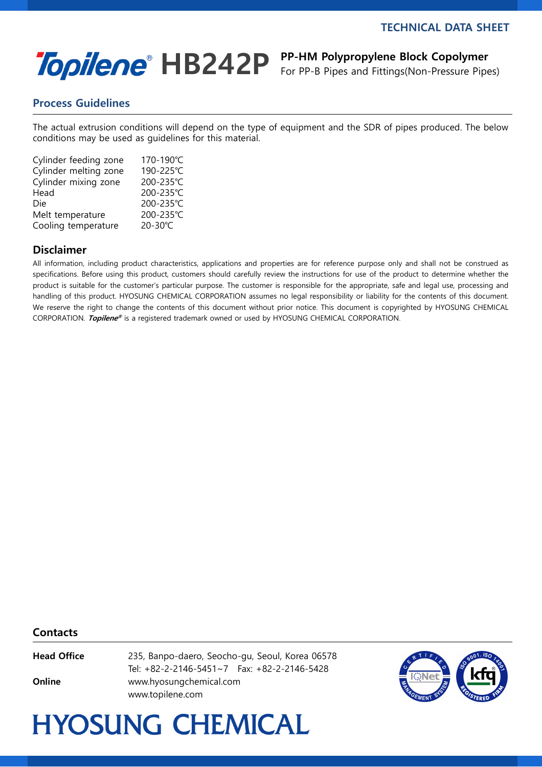# *Topilene*® HB242P

**PP-HM Polypropylene Block Copolymer**
For PP-B Pipes and Fittings(Non-Pressure Pipes)

## Process Guidelines

The actual extrusion conditions will depend on the type of equipment and the SDR of pipes produced. The below conditions may be used as guidelines for this material.

| | |
|---|---|
| Cylinder feeding zone | 170-190℃ |
| Cylinder melting zone | 190-225℃ |
| Cylinder mixing zone | 200-235℃ |
| Head | 200-235℃ |
| Die | 200-235℃ |
| Melt temperature | 200-235℃ |
| Cooling temperature | 20-30℃ |

## Disclaimer

All information, including product characteristics, applications and properties are for reference purpose only and shall not be construed as specifications. Before using this product, customers should carefully review the instructions for use of the product to determine whether the product is suitable for the customer's particular purpose. The customer is responsible for the appropriate, safe and legal use, processing and handling of this product. HYOSUNG CHEMICAL CORPORATION assumes no legal responsibility or liability for the contents of this document. We reserve the right to change the contents of this document without prior notice. This document is copyrighted by HYOSUNG CHEMICAL CORPORATION. ***Topilene***® is a registered trademark owned or used by HYOSUNG CHEMICAL CORPORATION.

## Contacts

**Head Office** 235, Banpo-daero, Seocho-gu, Seoul, Korea 06578
Tel: +82-2-2146-5451~7 Fax: +82-2-2146-5428

**Online** www.hyosungchemical.com
www.topilene.com

HYOSUNG CHEMICAL